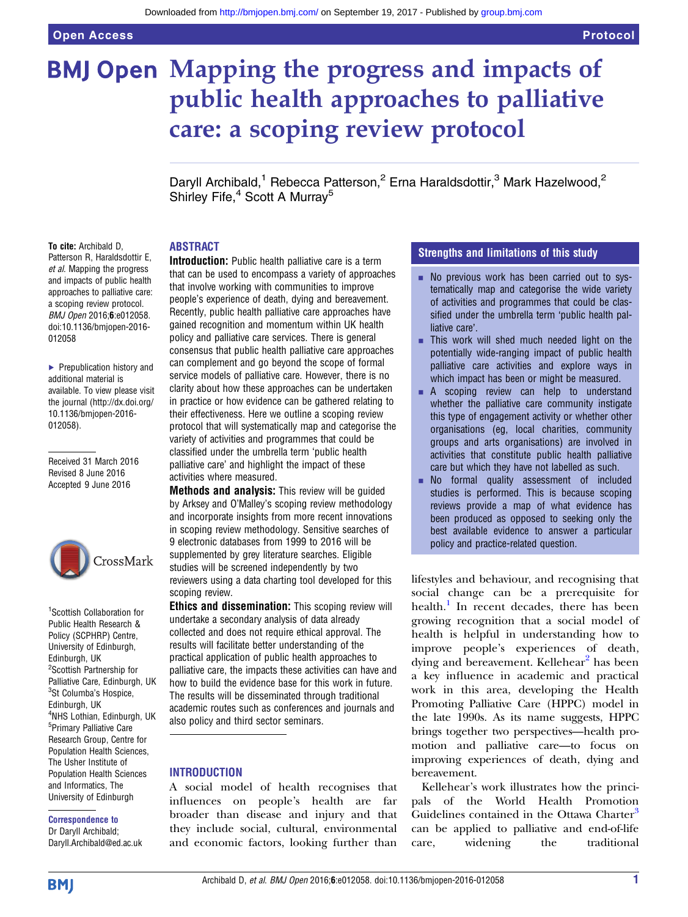# Mapping the progress and impacts of public health approaches to palliative care: a scoping review protocol

Daryll Archibald,[1] Rebecca Patterson,[2] Erna Haraldsdottir,[3] Mark Hazelwood,[2] Shirley Fife,[4] Scott A Murray[5]

**To cite:** Archibald D, Patterson R, Haraldsdottir E, *et al*. Mapping the progress and impacts of public health approaches to palliative care: a scoping review protocol. *BMJ Open* 2016;**6**:e012058. doi:10.1136/bmjopen-2016-012058

▸ Prepublication history and additional material is available. To view please visit the journal (http://dx.doi.org/10.1136/bmjopen-2016-012058).

Received 31 March 2016
Revised 8 June 2016
Accepted 9 June 2016

[1]Scottish Collaboration for Public Health Research & Policy (SCPHRP) Centre, University of Edinburgh, Edinburgh, UK
[2]Scottish Partnership for Palliative Care, Edinburgh, UK
[3]St Columba's Hospice, Edinburgh, UK
[4]NHS Lothian, Edinburgh, UK
[5]Primary Palliative Care Research Group, Centre for Population Health Sciences, The Usher Institute of Population Health Sciences and Informatics, The University of Edinburgh

**Correspondence to**
Dr Daryll Archibald;
Daryll.Archibald@ed.ac.uk

## ABSTRACT

**Introduction:** Public health palliative care is a term that can be used to encompass a variety of approaches that involve working with communities to improve people's experience of death, dying and bereavement. Recently, public health palliative care approaches have gained recognition and momentum within UK health policy and palliative care services. There is general consensus that public health palliative care approaches can complement and go beyond the scope of formal service models of palliative care. However, there is no clarity about how these approaches can be undertaken in practice or how evidence can be gathered relating to their effectiveness. Here we outline a scoping review protocol that will systematically map and categorise the variety of activities and programmes that could be classified under the umbrella term 'public health palliative care' and highlight the impact of these activities where measured.

**Methods and analysis:** This review will be guided by Arksey and O'Malley's scoping review methodology and incorporate insights from more recent innovations in scoping review methodology. Sensitive searches of 9 electronic databases from 1999 to 2016 will be supplemented by grey literature searches. Eligible studies will be screened independently by two reviewers using a data charting tool developed for this scoping review.

**Ethics and dissemination:** This scoping review will undertake a secondary analysis of data already collected and does not require ethical approval. The results will facilitate better understanding of the practical application of public health approaches to palliative care, the impacts these activities can have and how to build the evidence base for this work in future. The results will be disseminated through traditional academic routes such as conferences and journals and also policy and third sector seminars.

## Strengths and limitations of this study

- No previous work has been carried out to systematically map and categorise the wide variety of activities and programmes that could be classified under the umbrella term 'public health palliative care'.
- This work will shed much needed light on the potentially wide-ranging impact of public health palliative care activities and explore ways in which impact has been or might be measured.
- A scoping review can help to understand whether the palliative care community instigate this type of engagement activity or whether other organisations (eg, local charities, community groups and arts organisations) are involved in activities that constitute public health palliative care but which they have not labelled as such.
- No formal quality assessment of included studies is performed. This is because scoping reviews provide a map of what evidence has been produced as opposed to seeking only the best available evidence to answer a particular policy and practice-related question.

## INTRODUCTION

A social model of health recognises that influences on people's health are far broader than disease and injury and that they include social, cultural, environmental and economic factors, looking further than lifestyles and behaviour, and recognising that social change can be a prerequisite for health.[1] In recent decades, there has been growing recognition that a social model of health is helpful in understanding how to improve people's experiences of death, dying and bereavement. Kellehear[2] has been a key influence in academic and practical work in this area, developing the Health Promoting Palliative Care (HPPC) model in the late 1990s. As its name suggests, HPPC brings together two perspectives—health promotion and palliative care—to focus on improving experiences of death, dying and bereavement.

Kellehear's work illustrates how the principals of the World Health Promotion Guidelines contained in the Ottawa Charter[3] can be applied to palliative and end-of-life care, widening the traditional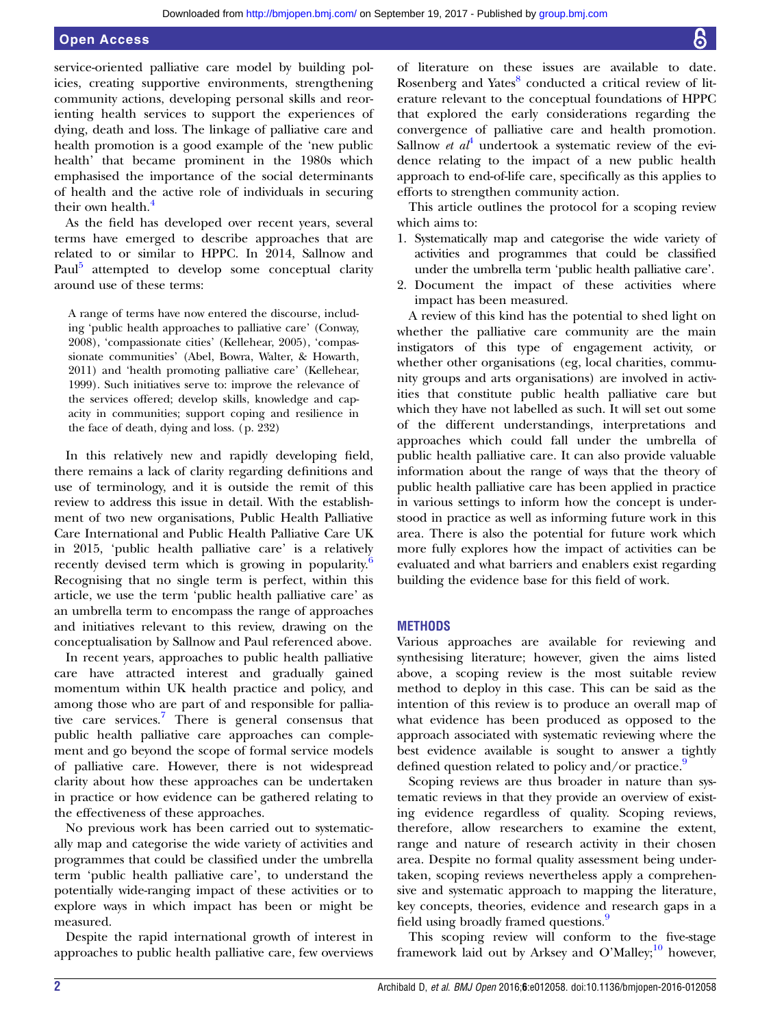service-oriented palliative care model by building policies, creating supportive environments, strengthening community actions, developing personal skills and reorienting health services to support the experiences of dying, death and loss. The linkage of palliative care and health promotion is a good example of the 'new public health' that became prominent in the 1980s which emphasised the importance of the social determinants of health and the active role of individuals in securing their own health.[4]

As the field has developed over recent years, several terms have emerged to describe approaches that are related to or similar to HPPC. In 2014, Sallnow and Paul[5] attempted to develop some conceptual clarity around use of these terms:

> A range of terms have now entered the discourse, including 'public health approaches to palliative care' (Conway, 2008), 'compassionate cities' (Kellehear, 2005), 'compassionate communities' (Abel, Bowra, Walter, & Howarth, 2011) and 'health promoting palliative care' (Kellehear, 1999). Such initiatives serve to: improve the relevance of the services offered; develop skills, knowledge and capacity in communities; support coping and resilience in the face of death, dying and loss. (p. 232)

In this relatively new and rapidly developing field, there remains a lack of clarity regarding definitions and use of terminology, and it is outside the remit of this review to address this issue in detail. With the establishment of two new organisations, Public Health Palliative Care International and Public Health Palliative Care UK in 2015, 'public health palliative care' is a relatively recently devised term which is growing in popularity.[6] Recognising that no single term is perfect, within this article, we use the term 'public health palliative care' as an umbrella term to encompass the range of approaches and initiatives relevant to this review, drawing on the conceptualisation by Sallnow and Paul referenced above.

In recent years, approaches to public health palliative care have attracted interest and gradually gained momentum within UK health practice and policy, and among those who are part of and responsible for palliative care services.[7] There is general consensus that public health palliative care approaches can complement and go beyond the scope of formal service models of palliative care. However, there is not widespread clarity about how these approaches can be undertaken in practice or how evidence can be gathered relating to the effectiveness of these approaches.

No previous work has been carried out to systematically map and categorise the wide variety of activities and programmes that could be classified under the umbrella term 'public health palliative care', to understand the potentially wide-ranging impact of these activities or to explore ways in which impact has been or might be measured.

Despite the rapid international growth of interest in approaches to public health palliative care, few overviews of literature on these issues are available to date. Rosenberg and Yates[8] conducted a critical review of literature relevant to the conceptual foundations of HPPC that explored the early considerations regarding the convergence of palliative care and health promotion. Sallnow *et al*[4] undertook a systematic review of the evidence relating to the impact of a new public health approach to end-of-life care, specifically as this applies to efforts to strengthen community action.

This article outlines the protocol for a scoping review which aims to:

1. Systematically map and categorise the wide variety of activities and programmes that could be classified under the umbrella term 'public health palliative care'.
2. Document the impact of these activities where impact has been measured.

A review of this kind has the potential to shed light on whether the palliative care community are the main instigators of this type of engagement activity, or whether other organisations (eg, local charities, community groups and arts organisations) are involved in activities that constitute public health palliative care but which they have not labelled as such. It will set out some of the different understandings, interpretations and approaches which could fall under the umbrella of public health palliative care. It can also provide valuable information about the range of ways that the theory of public health palliative care has been applied in practice in various settings to inform how the concept is understood in practice as well as informing future work in this area. There is also the potential for future work which more fully explores how the impact of activities can be evaluated and what barriers and enablers exist regarding building the evidence base for this field of work.

## METHODS

Various approaches are available for reviewing and synthesising literature; however, given the aims listed above, a scoping review is the most suitable review method to deploy in this case. This can be said as the intention of this review is to produce an overall map of what evidence has been produced as opposed to the approach associated with systematic reviewing where the best evidence available is sought to answer a tightly defined question related to policy and/or practice.[9]

Scoping reviews are thus broader in nature than systematic reviews in that they provide an overview of existing evidence regardless of quality. Scoping reviews, therefore, allow researchers to examine the extent, range and nature of research activity in their chosen area. Despite no formal quality assessment being undertaken, scoping reviews nevertheless apply a comprehensive and systematic approach to mapping the literature, key concepts, theories, evidence and research gaps in a field using broadly framed questions.[9]

This scoping review will conform to the five-stage framework laid out by Arksey and O'Malley;[10] however,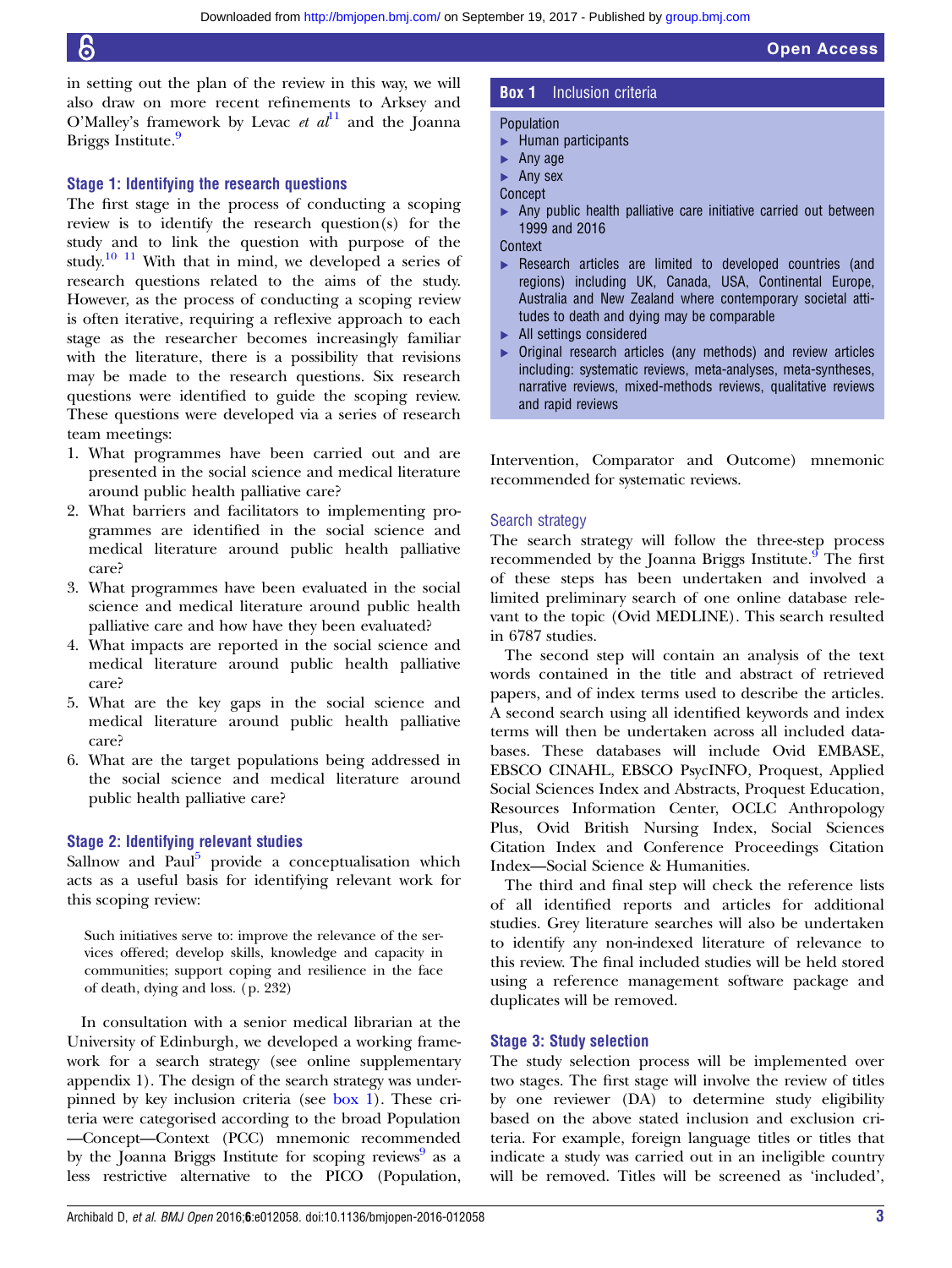in setting out the plan of the review in this way, we will also draw on more recent refinements to Arksey and O'Malley's framework by Levac *et al*[11] and the Joanna Briggs Institute.[9]

### Stage 1: Identifying the research questions

The first stage in the process of conducting a scoping review is to identify the research question(s) for the study and to link the question with purpose of the study.[10 11] With that in mind, we developed a series of research questions related to the aims of the study. However, as the process of conducting a scoping review is often iterative, requiring a reflexive approach to each stage as the researcher becomes increasingly familiar with the literature, there is a possibility that revisions may be made to the research questions. Six research questions were identified to guide the scoping review. These questions were developed via a series of research team meetings:

1. What programmes have been carried out and are presented in the social science and medical literature around public health palliative care?
2. What barriers and facilitators to implementing programmes are identified in the social science and medical literature around public health palliative care?
3. What programmes have been evaluated in the social science and medical literature around public health palliative care and how have they been evaluated?
4. What impacts are reported in the social science and medical literature around public health palliative care?
5. What are the key gaps in the social science and medical literature around public health palliative care?
6. What are the target populations being addressed in the social science and medical literature around public health palliative care?

### Stage 2: Identifying relevant studies

Sallnow and Paul[5] provide a conceptualisation which acts as a useful basis for identifying relevant work for this scoping review:

> Such initiatives serve to: improve the relevance of the services offered; develop skills, knowledge and capacity in communities; support coping and resilience in the face of death, dying and loss. (p. 232)

In consultation with a senior medical librarian at the University of Edinburgh, we developed a working framework for a search strategy (see online supplementary appendix 1). The design of the search strategy was underpinned by key inclusion criteria (see box 1). These criteria were categorised according to the broad Population—Concept—Context (PCC) mnemonic recommended by the Joanna Briggs Institute for scoping reviews[9] as a less restrictive alternative to the PICO (Population, Intervention, Comparator and Outcome) mnemonic recommended for systematic reviews.

> **Box 1 Inclusion criteria**
>
> Population
> - Human participants
> - Any age
> - Any sex
>
> Concept
> - Any public health palliative care initiative carried out between 1999 and 2016
>
> Context
> - Research articles are limited to developed countries (and regions) including UK, Canada, USA, Continental Europe, Australia and New Zealand where contemporary societal attitudes to death and dying may be comparable
> - All settings considered
> - Original research articles (any methods) and review articles including: systematic reviews, meta-analyses, meta-syntheses, narrative reviews, mixed-methods reviews, qualitative reviews and rapid reviews

#### Search strategy

The search strategy will follow the three-step process recommended by the Joanna Briggs Institute.[9] The first of these steps has been undertaken and involved a limited preliminary search of one online database relevant to the topic (Ovid MEDLINE). This search resulted in 6787 studies.

The second step will contain an analysis of the text words contained in the title and abstract of retrieved papers, and of index terms used to describe the articles. A second search using all identified keywords and index terms will then be undertaken across all included databases. These databases will include Ovid EMBASE, EBSCO CINAHL, EBSCO PsycINFO, Proquest, Applied Social Sciences Index and Abstracts, Proquest Education, Resources Information Center, OCLC Anthropology Plus, Ovid British Nursing Index, Social Sciences Citation Index and Conference Proceedings Citation Index—Social Science & Humanities.

The third and final step will check the reference lists of all identified reports and articles for additional studies. Grey literature searches will also be undertaken to identify any non-indexed literature of relevance to this review. The final included studies will be held stored using a reference management software package and duplicates will be removed.

### Stage 3: Study selection

The study selection process will be implemented over two stages. The first stage will involve the review of titles by one reviewer (DA) to determine study eligibility based on the above stated inclusion and exclusion criteria. For example, foreign language titles or titles that indicate a study was carried out in an ineligible country will be removed. Titles will be screened as 'included',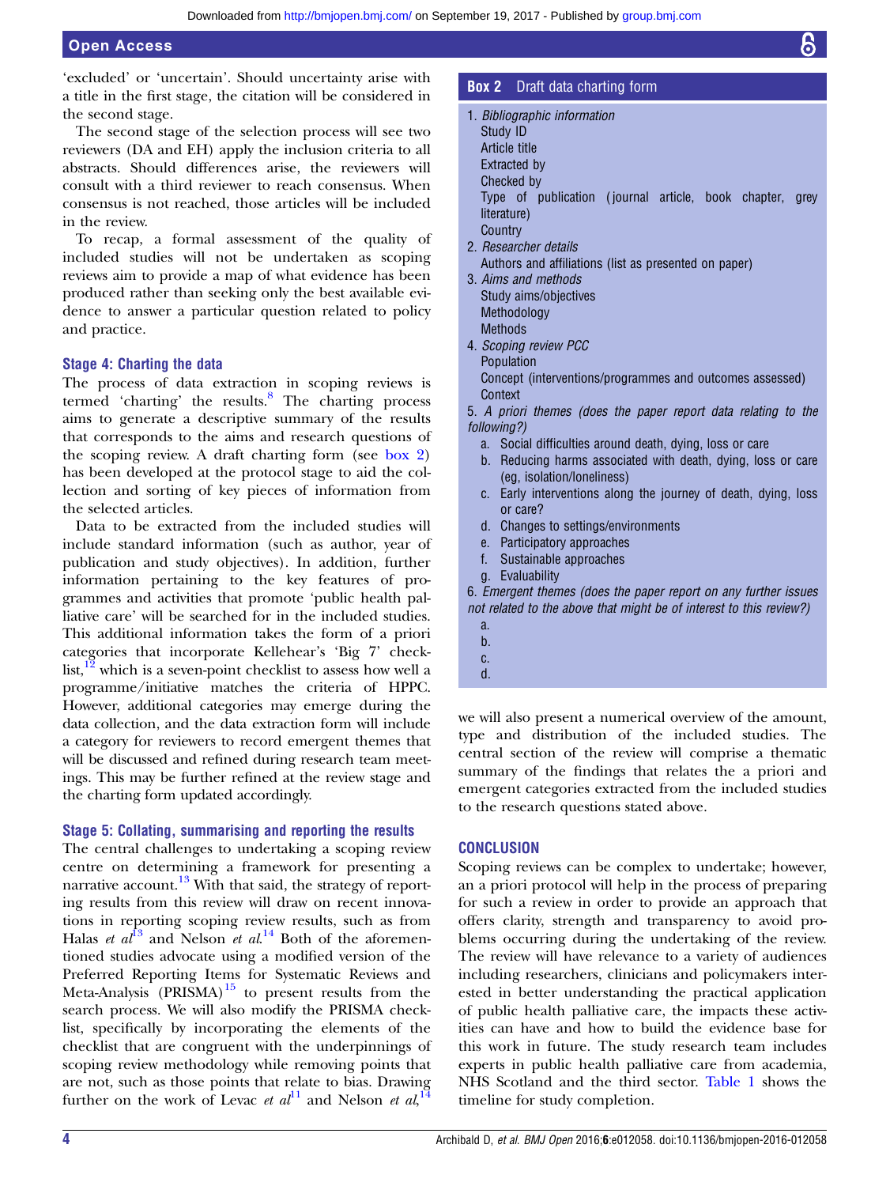'excluded' or 'uncertain'. Should uncertainty arise with a title in the first stage, the citation will be considered in the second stage.

The second stage of the selection process will see two reviewers (DA and EH) apply the inclusion criteria to all abstracts. Should differences arise, the reviewers will consult with a third reviewer to reach consensus. When consensus is not reached, those articles will be included in the review.

To recap, a formal assessment of the quality of included studies will not be undertaken as scoping reviews aim to provide a map of what evidence has been produced rather than seeking only the best available evidence to answer a particular question related to policy and practice.

### Stage 4: Charting the data

The process of data extraction in scoping reviews is termed 'charting' the results.[8] The charting process aims to generate a descriptive summary of the results that corresponds to the aims and research questions of the scoping review. A draft charting form (see box 2) has been developed at the protocol stage to aid the collection and sorting of key pieces of information from the selected articles.

Data to be extracted from the included studies will include standard information (such as author, year of publication and study objectives). In addition, further information pertaining to the key features of programmes and activities that promote 'public health palliative care' will be searched for in the included studies. This additional information takes the form of a priori categories that incorporate Kellehear's 'Big 7' checklist,[12] which is a seven-point checklist to assess how well a programme/initiative matches the criteria of HPPC. However, additional categories may emerge during the data collection, and the data extraction form will include a category for reviewers to record emergent themes that will be discussed and refined during research team meetings. This may be further refined at the review stage and the charting form updated accordingly.

**Box 2 Draft data charting form**

1. *Bibliographic information*
   Study ID
   Article title
   Extracted by
   Checked by
   Type of publication (journal article, book chapter, grey literature)
   Country
2. *Researcher details*
   Authors and affiliations (list as presented on paper)
3. *Aims and methods*
   Study aims/objectives
   Methodology
   Methods
4. *Scoping review PCC*
   Population
   Concept (interventions/programmes and outcomes assessed)
   Context
5. *A priori themes (does the paper report data relating to the following?)*
   a. Social difficulties around death, dying, loss or care
   b. Reducing harms associated with death, dying, loss or care (eg, isolation/loneliness)
   c. Early interventions along the journey of death, dying, loss or care?
   d. Changes to settings/environments
   e. Participatory approaches
   f. Sustainable approaches
   g. Evaluability
6. *Emergent themes (does the paper report on any further issues not related to the above that might be of interest to this review?)*
   a.
   b.
   c.
   d.

### Stage 5: Collating, summarising and reporting the results

The central challenges to undertaking a scoping review centre on determining a framework for presenting a narrative account.[13] With that said, the strategy of reporting results from this review will draw on recent innovations in reporting scoping review results, such as from Halas *et al*[13] and Nelson *et al*.[14] Both of the aforementioned studies advocate using a modified version of the Preferred Reporting Items for Systematic Reviews and Meta-Analysis (PRISMA)[15] to present results from the search process. We will also modify the PRISMA checklist, specifically by incorporating the elements of the checklist that are congruent with the underpinnings of scoping review methodology while removing points that are not, such as those points that relate to bias. Drawing further on the work of Levac *et al*[11] and Nelson *et al*,[14] we will also present a numerical overview of the amount, type and distribution of the included studies. The central section of the review will comprise a thematic summary of the findings that relates the a priori and emergent categories extracted from the included studies to the research questions stated above.

## CONCLUSION

Scoping reviews can be complex to undertake; however, an a priori protocol will help in the process of preparing for such a review in order to provide an approach that offers clarity, strength and transparency to avoid problems occurring during the undertaking of the review. The review will have relevance to a variety of audiences including researchers, clinicians and policymakers interested in better understanding the practical application of public health palliative care, the impacts these activities can have and how to build the evidence base for this work in future. The study research team includes experts in public health palliative care from academia, NHS Scotland and the third sector. Table 1 shows the timeline for study completion.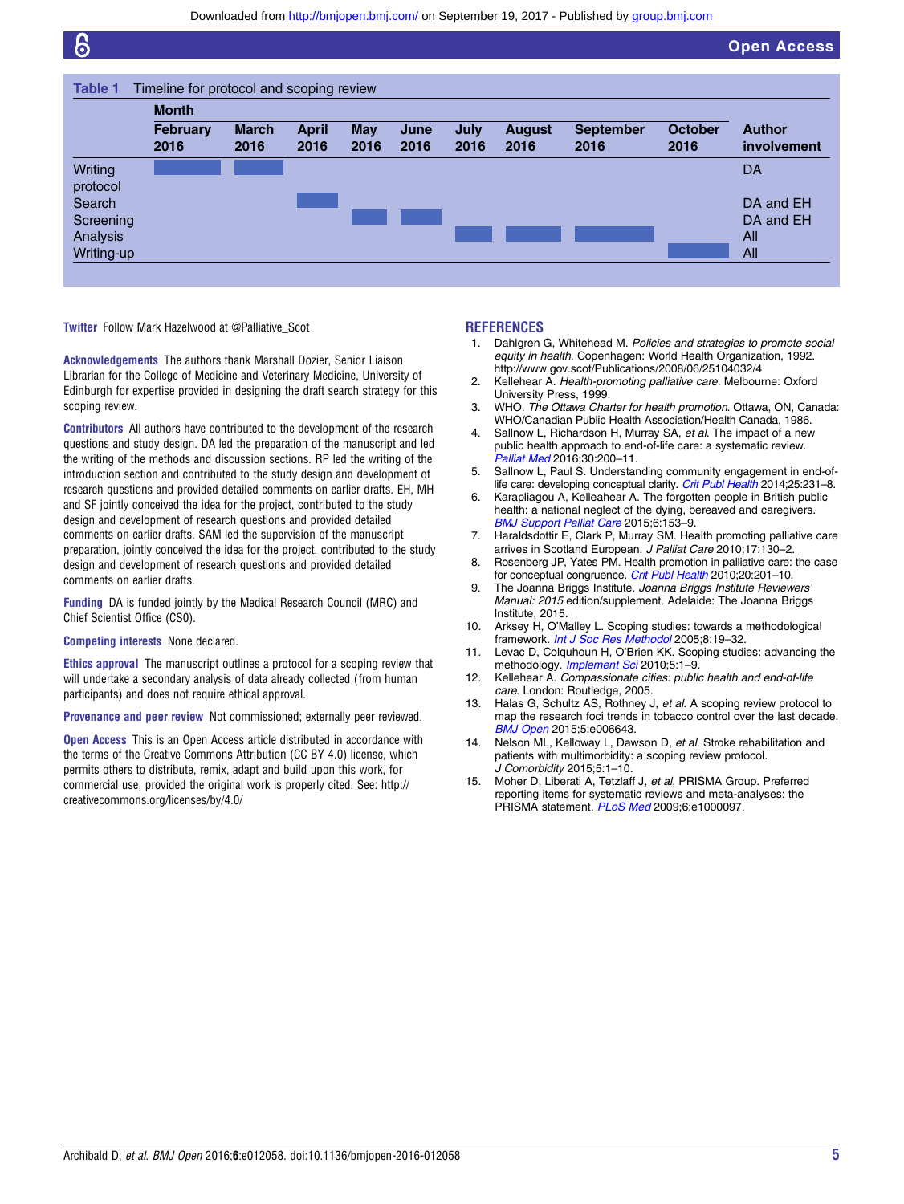**Table 1** Timeline for protocol and scoping review

| | Month | | | | | | | | | |
|---|---|---|---|---|---|---|---|---|---|---|
| | February 2016 | March 2016 | April 2016 | May 2016 | June 2016 | July 2016 | August 2016 | September 2016 | October 2016 | Author involvement |
| Writing protocol | ■ | ■ | | | | | | | | DA |
| Search | | | ■ | | | | | | | DA and EH |
| Screening | | | | ■ | ■ | | | | | DA and EH |
| Analysis | | | | | | ■ | ■ | ■ | | All |
| Writing-up | | | | | | | | | ■ | All |

**Twitter** Follow Mark Hazelwood at @Palliative_Scot

**Acknowledgements** The authors thank Marshall Dozier, Senior Liaison Librarian for the College of Medicine and Veterinary Medicine, University of Edinburgh for expertise provided in designing the draft search strategy for this scoping review.

**Contributors** All authors have contributed to the development of the research questions and study design. DA led the preparation of the manuscript and led the writing of the methods and discussion sections. RP led the writing of the introduction section and contributed to the study design and development of research questions and provided detailed comments on earlier drafts. EH, MH and SF jointly conceived the idea for the project, contributed to the study design and development of research questions and provided detailed comments on earlier drafts. SAM led the supervision of the manuscript preparation, jointly conceived the idea for the project, contributed to the study design and development of research questions and provided detailed comments on earlier drafts.

**Funding** DA is funded jointly by the Medical Research Council (MRC) and Chief Scientist Office (CSO).

**Competing interests** None declared.

**Ethics approval** The manuscript outlines a protocol for a scoping review that will undertake a secondary analysis of data already collected (from human participants) and does not require ethical approval.

**Provenance and peer review** Not commissioned; externally peer reviewed.

**Open Access** This is an Open Access article distributed in accordance with the terms of the Creative Commons Attribution (CC BY 4.0) license, which permits others to distribute, remix, adapt and build upon this work, for commercial use, provided the original work is properly cited. See: http://creativecommons.org/licenses/by/4.0/

## REFERENCES

1. Dahlgren G, Whitehead M. *Policies and strategies to promote social equity in health*. Copenhagen: World Health Organization, 1992. http://www.gov.scot/Publications/2008/06/25104032/4
2. Kellehear A. *Health-promoting palliative care*. Melbourne: Oxford University Press, 1999.
3. WHO. *The Ottawa Charter for health promotion*. Ottawa, ON, Canada: WHO/Canadian Public Health Association/Health Canada, 1986.
4. Sallnow L, Richardson H, Murray SA, *et al*. The impact of a new public health approach to end-of-life care: a systematic review. *Palliat Med* 2016;30:200–11.
5. Sallnow L, Paul S. Understanding community engagement in end-of-life care: developing conceptual clarity. *Crit Publ Health* 2014;25:231–8.
6. Karapliagou A, Kelleahear A. The forgotten people in British public health: a national neglect of the dying, bereaved and caregivers. *BMJ Support Palliat Care* 2015;6:153–9.
7. Haraldsdottir E, Clark P, Murray SM. Health promoting palliative care arrives in Scotland European. *J Palliat Care* 2010;17:130–2.
8. Rosenberg JP, Yates PM. Health promotion in palliative care: the case for conceptual congruence. *Crit Publ Health* 2010;20:201–10.
9. The Joanna Briggs Institute. *Joanna Briggs Institute Reviewers' Manual: 2015* edition/supplement. Adelaide: The Joanna Briggs Institute, 2015.
10. Arksey H, O'Malley L. Scoping studies: towards a methodological framework. *Int J Soc Res Methodol* 2005;8:19–32.
11. Levac D, Colquhoun H, O'Brien KK. Scoping studies: advancing the methodology. *Implement Sci* 2010;5:1–9.
12. Kellehear A. *Compassionate cities: public health and end-of-life care*. London: Routledge, 2005.
13. Halas G, Schultz AS, Rothney J, *et al*. A scoping review protocol to map the research foci trends in tobacco control over the last decade. *BMJ Open* 2015;5:e006643.
14. Nelson ML, Kelloway L, Dawson D, *et al*. Stroke rehabilitation and patients with multimorbidity: a scoping review protocol. *J Comorbidity* 2015;5:1–10.
15. Moher D, Liberati A, Tetzlaff J, *et al*, PRISMA Group. Preferred reporting items for systematic reviews and meta-analyses: the PRISMA statement. *PLoS Med* 2009;6:e1000097.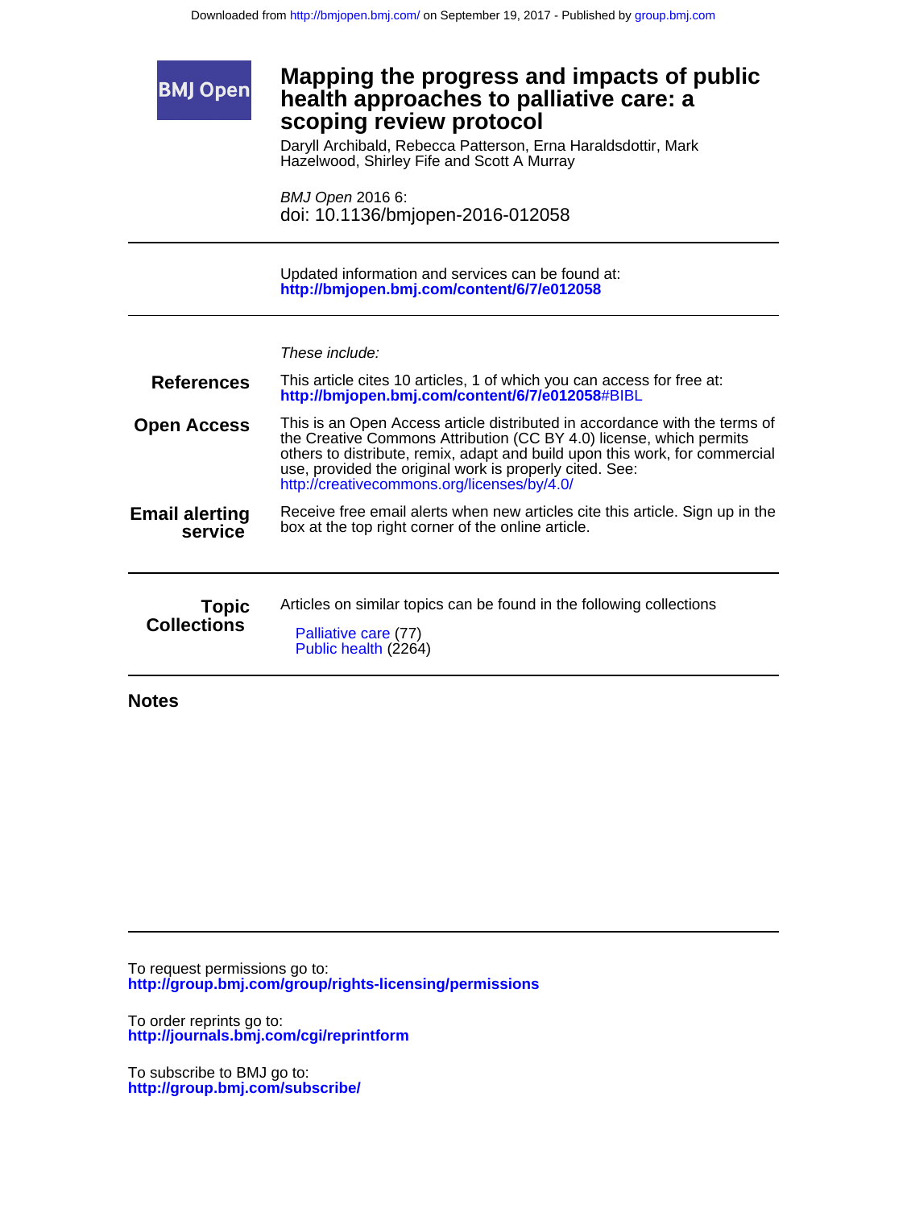Downloaded from http://bmjopen.bmj.com/ on September 19, 2017 - Published by group.bmj.com

BMJ Open

# Mapping the progress and impacts of public health approaches to palliative care: a scoping review protocol

Daryll Archibald, Rebecca Patterson, Erna Haraldsdottir, Mark Hazelwood, Shirley Fife and Scott A Murray

*BMJ Open* 2016 6:
doi: 10.1136/bmjopen-2016-012058

Updated information and services can be found at:
**http://bmjopen.bmj.com/content/6/7/e012058**

*These include:*

**References**

This article cites 10 articles, 1 of which you can access for free at:
**http://bmjopen.bmj.com/content/6/7/e012058**#BIBL

**Open Access**

This is an Open Access article distributed in accordance with the terms of the Creative Commons Attribution (CC BY 4.0) license, which permits others to distribute, remix, adapt and build upon this work, for commercial use, provided the original work is properly cited. See: http://creativecommons.org/licenses/by/4.0/

**Email alerting service**

Receive free email alerts when new articles cite this article. Sign up in the box at the top right corner of the online article.

**Topic Collections**

Articles on similar topics can be found in the following collections

Palliative care (77)
Public health (2264)

## Notes

To request permissions go to:
**http://group.bmj.com/group/rights-licensing/permissions**

To order reprints go to:
**http://journals.bmj.com/cgi/reprintform**

To subscribe to BMJ go to:
**http://group.bmj.com/subscribe/**